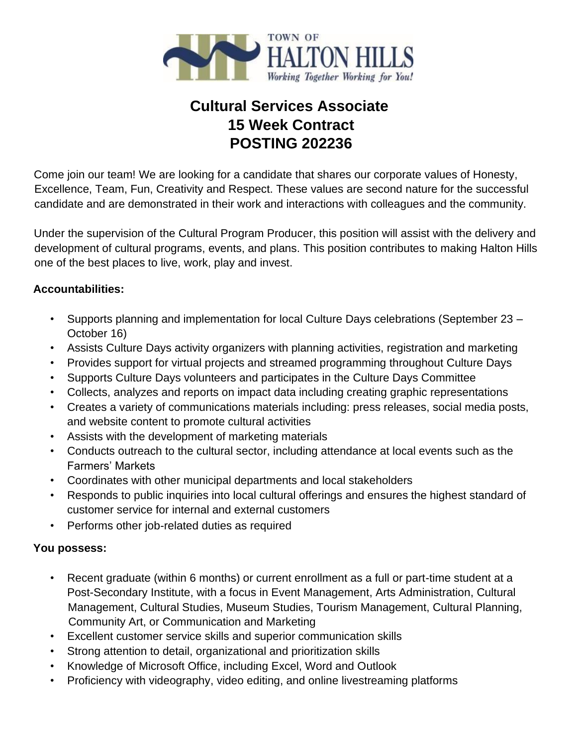TOWN OF HALTON HILLS
*Working Together Working for You!*

# Cultural Services Associate
# 15 Week Contract
# POSTING 202236

Come join our team! We are looking for a candidate that shares our corporate values of Honesty, Excellence, Team, Fun, Creativity and Respect. These values are second nature for the successful candidate and are demonstrated in their work and interactions with colleagues and the community.

Under the supervision of the Cultural Program Producer, this position will assist with the delivery and development of cultural programs, events, and plans. This position contributes to making Halton Hills one of the best places to live, work, play and invest.

**Accountabilities:**

- Supports planning and implementation for local Culture Days celebrations (September 23 – October 16)
- Assists Culture Days activity organizers with planning activities, registration and marketing
- Provides support for virtual projects and streamed programming throughout Culture Days
- Supports Culture Days volunteers and participates in the Culture Days Committee
- Collects, analyzes and reports on impact data including creating graphic representations
- Creates a variety of communications materials including: press releases, social media posts, and website content to promote cultural activities
- Assists with the development of marketing materials
- Conducts outreach to the cultural sector, including attendance at local events such as the Farmers' Markets
- Coordinates with other municipal departments and local stakeholders
- Responds to public inquiries into local cultural offerings and ensures the highest standard of customer service for internal and external customers
- Performs other job-related duties as required

**You possess:**

- Recent graduate (within 6 months) or current enrollment as a full or part-time student at a Post-Secondary Institute, with a focus in Event Management, Arts Administration, Cultural Management, Cultural Studies, Museum Studies, Tourism Management, Cultural Planning, Community Art, or Communication and Marketing
- Excellent customer service skills and superior communication skills
- Strong attention to detail, organizational and prioritization skills
- Knowledge of Microsoft Office, including Excel, Word and Outlook
- Proficiency with videography, video editing, and online livestreaming platforms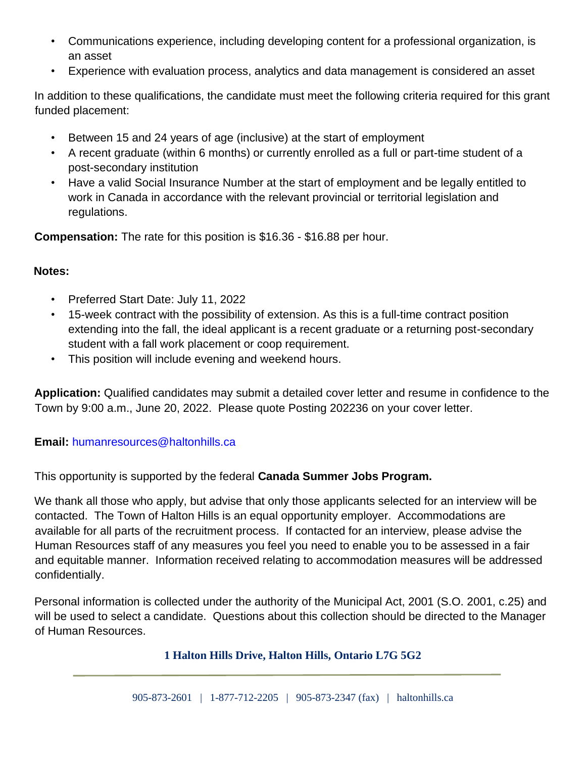- Communications experience, including developing content for a professional organization, is an asset
- Experience with evaluation process, analytics and data management is considered an asset

In addition to these qualifications, the candidate must meet the following criteria required for this grant funded placement:

- Between 15 and 24 years of age (inclusive) at the start of employment
- A recent graduate (within 6 months) or currently enrolled as a full or part-time student of a post-secondary institution
- Have a valid Social Insurance Number at the start of employment and be legally entitled to work in Canada in accordance with the relevant provincial or territorial legislation and regulations.

**Compensation:** The rate for this position is $16.36 - $16.88 per hour.

**Notes:**

- Preferred Start Date: July 11, 2022
- 15-week contract with the possibility of extension. As this is a full-time contract position extending into the fall, the ideal applicant is a recent graduate or a returning post-secondary student with a fall work placement or coop requirement.
- This position will include evening and weekend hours.

**Application:** Qualified candidates may submit a detailed cover letter and resume in confidence to the Town by 9:00 a.m., June 20, 2022. Please quote Posting 202236 on your cover letter.

**Email:** humanresources@haltonhills.ca

This opportunity is supported by the federal **Canada Summer Jobs Program.**

We thank all those who apply, but advise that only those applicants selected for an interview will be contacted. The Town of Halton Hills is an equal opportunity employer. Accommodations are available for all parts of the recruitment process. If contacted for an interview, please advise the Human Resources staff of any measures you feel you need to enable you to be assessed in a fair and equitable manner. Information received relating to accommodation measures will be addressed confidentially.

Personal information is collected under the authority of the Municipal Act, 2001 (S.O. 2001, c.25) and will be used to select a candidate. Questions about this collection should be directed to the Manager of Human Resources.

**1 Halton Hills Drive, Halton Hills, Ontario L7G 5G2**

905-873-2601 | 1-877-712-2205 | 905-873-2347 (fax) | haltonhills.ca